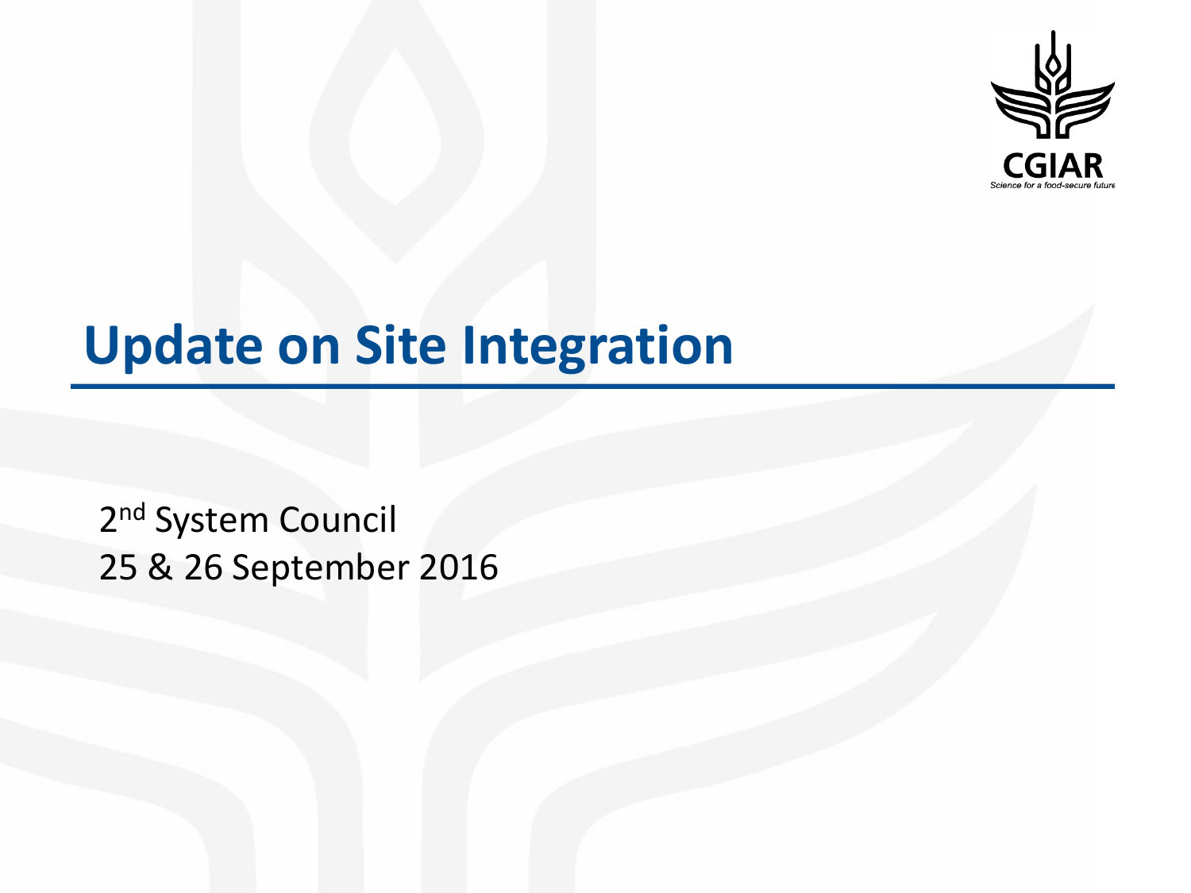CGIAR

Science for a food-secure future

# Update on Site Integration

2nd System Council

25 & 26 September 2016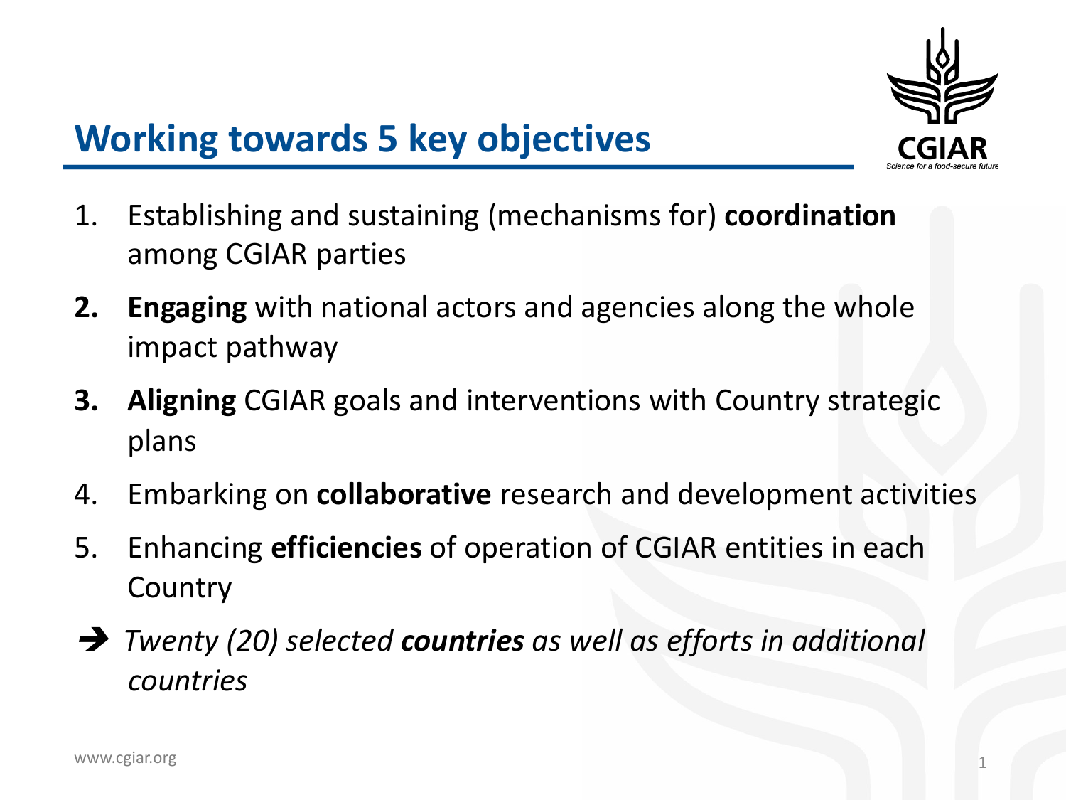## Working towards 5 key objectives

1. Establishing and sustaining (mechanisms for) **coordination** among CGIAR parties
2. **Engaging** with national actors and agencies along the whole impact pathway
3. **Aligning** CGIAR goals and interventions with Country strategic plans
4. Embarking on **collaborative** research and development activities
5. Enhancing **efficiencies** of operation of CGIAR entities in each Country

➔ *Twenty (20) selected **countries** as well as efforts in additional countries*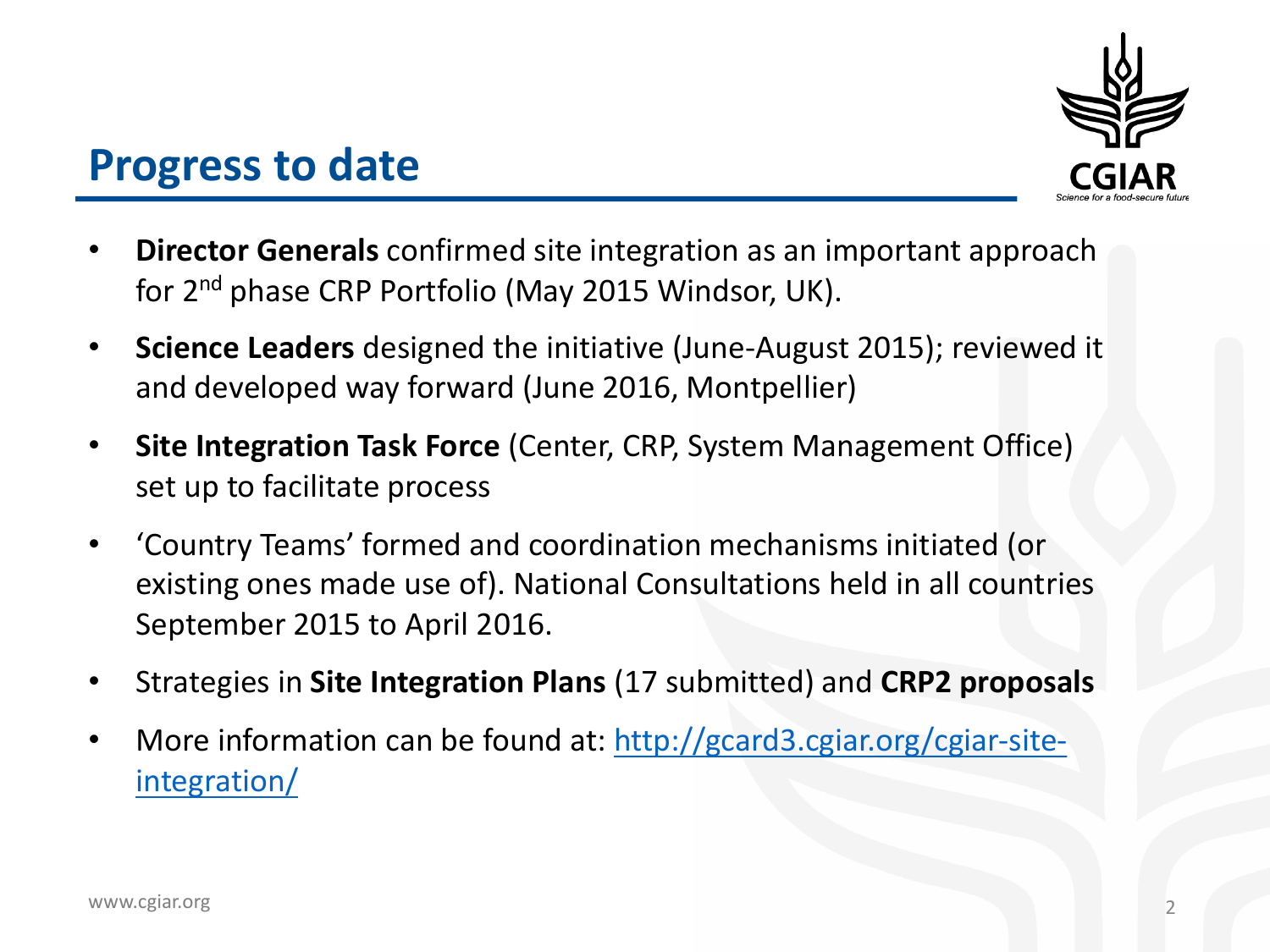# Progress to date

- **Director Generals** confirmed site integration as an important approach for 2nd phase CRP Portfolio (May 2015 Windsor, UK).
- **Science Leaders** designed the initiative (June-August 2015); reviewed it and developed way forward (June 2016, Montpellier)
- **Site Integration Task Force** (Center, CRP, System Management Office) set up to facilitate process
- 'Country Teams' formed and coordination mechanisms initiated (or existing ones made use of). National Consultations held in all countries September 2015 to April 2016.
- Strategies in **Site Integration Plans** (17 submitted) and **CRP2 proposals**
- More information can be found at: [http://gcard3.cgiar.org/cgiar-site-integration/](http://gcard3.cgiar.org/cgiar-site-integration/)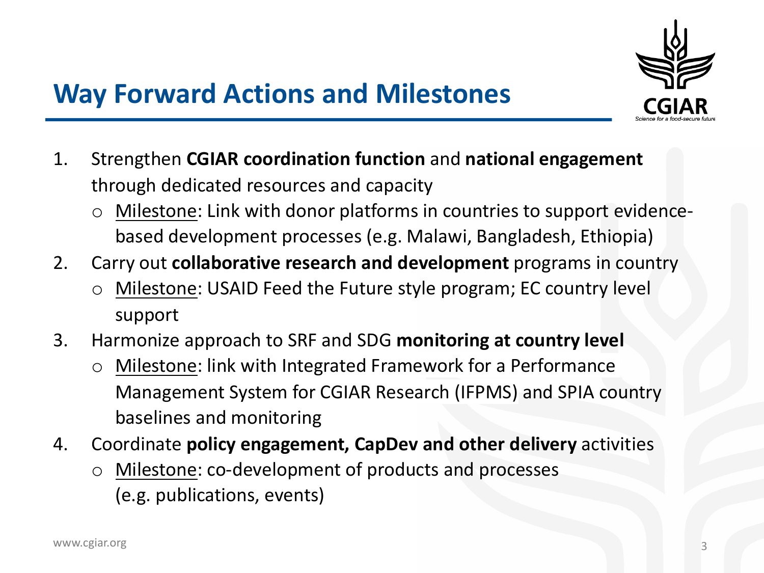# Way Forward Actions and Milestones

1. Strengthen **CGIAR coordination function** and **national engagement** through dedicated resources and capacity
   - Milestone: Link with donor platforms in countries to support evidence-based development processes (e.g. Malawi, Bangladesh, Ethiopia)
2. Carry out **collaborative research and development** programs in country
   - Milestone: USAID Feed the Future style program; EC country level support
3. Harmonize approach to SRF and SDG **monitoring at country level**
   - Milestone: link with Integrated Framework for a Performance Management System for CGIAR Research (IFPMS) and SPIA country baselines and monitoring
4. Coordinate **policy engagement, CapDev and other delivery** activities
   - Milestone: co-development of products and processes (e.g. publications, events)

www.cgiar.org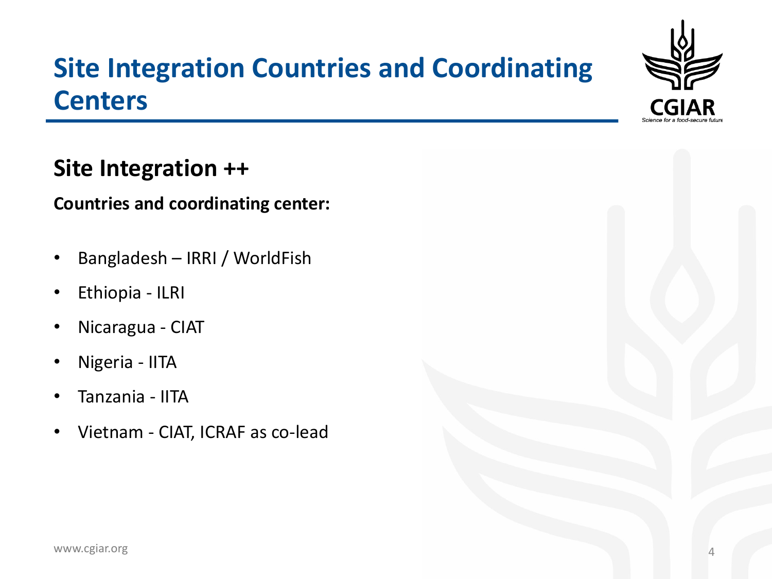# Site Integration Countries and Coordinating Centers

## Site Integration ++

**Countries and coordinating center:**

- Bangladesh – IRRI / WorldFish
- Ethiopia - ILRI
- Nicaragua - CIAT
- Nigeria - IITA
- Tanzania - IITA
- Vietnam - CIAT, ICRAF as co-lead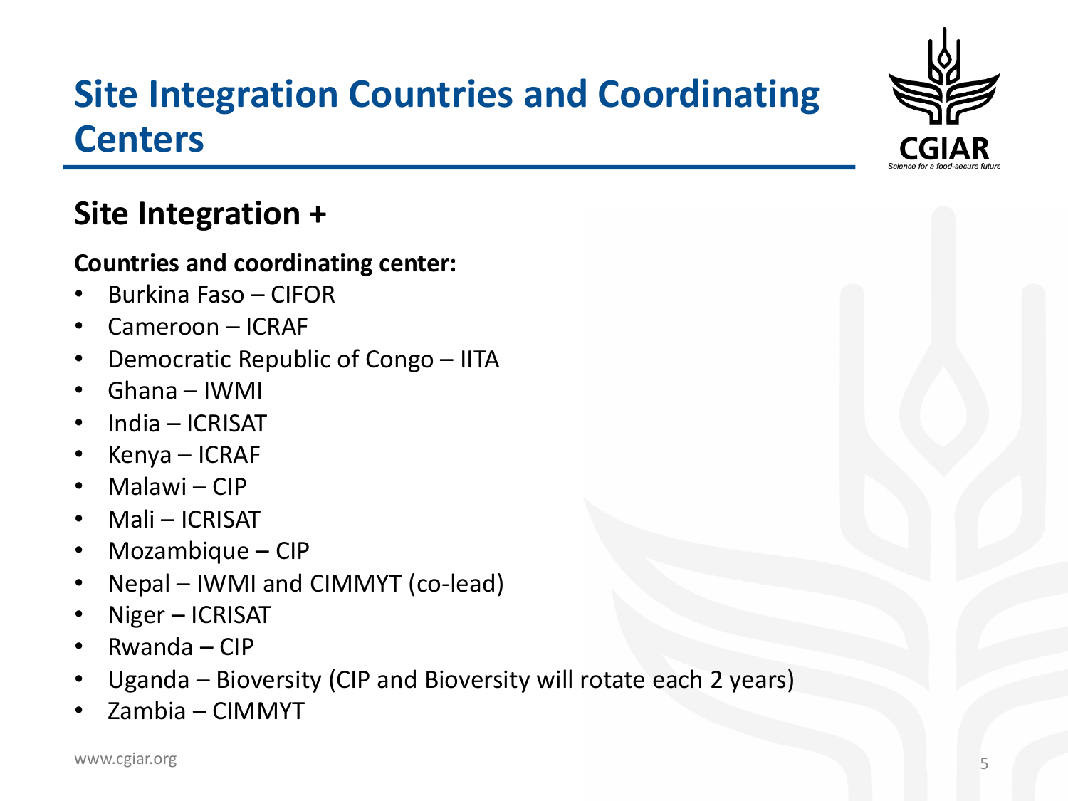# Site Integration Countries and Coordinating Centers

## Site Integration +

**Countries and coordinating center:**

- Burkina Faso – CIFOR
- Cameroon – ICRAF
- Democratic Republic of Congo – IITA
- Ghana – IWMI
- India – ICRISAT
- Kenya – ICRAF
- Malawi – CIP
- Mali – ICRISAT
- Mozambique – CIP
- Nepal – IWMI and CIMMYT (co-lead)
- Niger – ICRISAT
- Rwanda – CIP
- Uganda – Bioversity (CIP and Bioversity will rotate each 2 years)
- Zambia – CIMMYT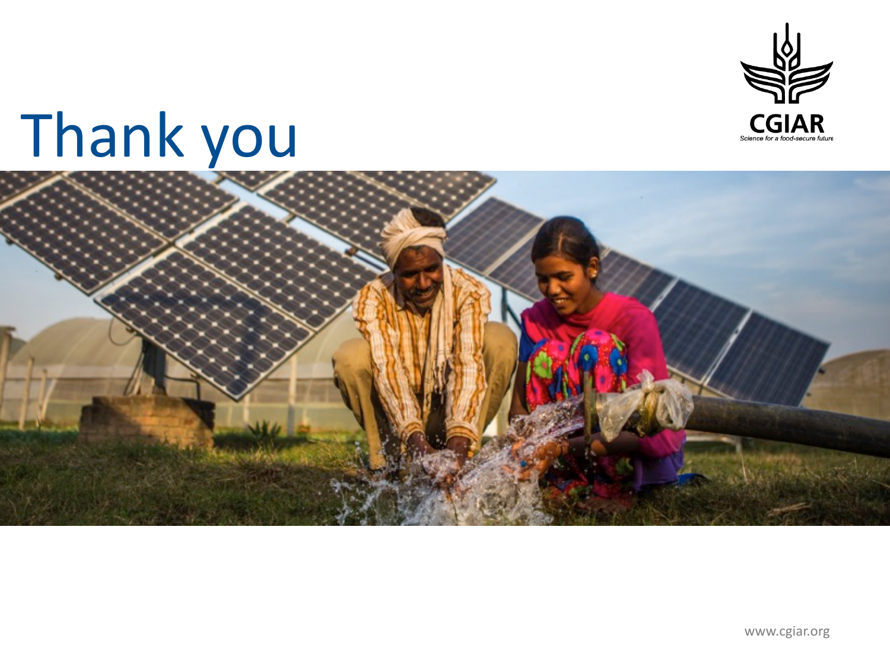# Thank you

CGIAR

Science for a food-secure future

www.cgiar.org